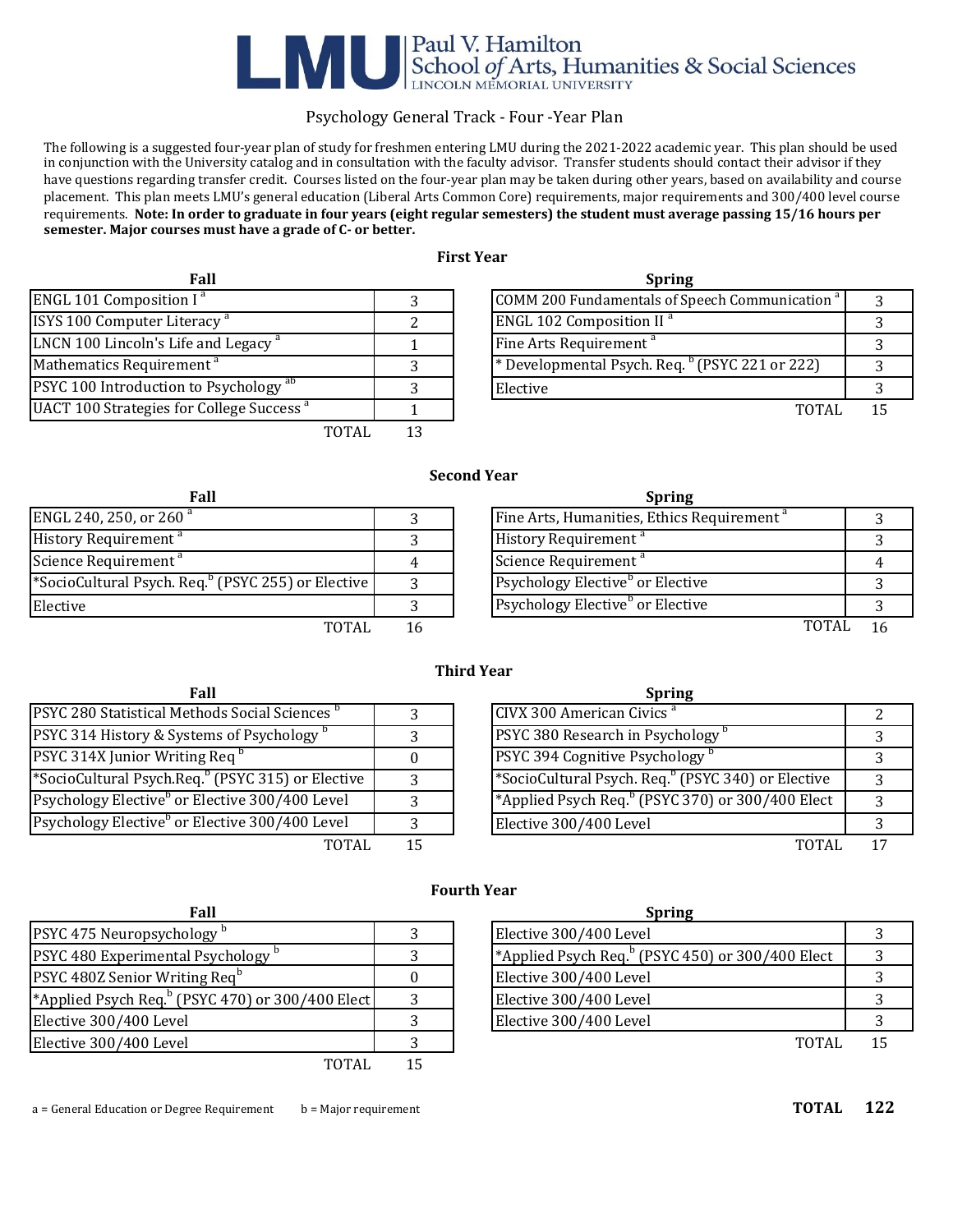LMU | Paul V. Hamilton School of Arts, Humanities & Social Sciences
LINCOLN MEMORIAL UNIVERSITY

# Psychology General Track - Four -Year Plan

The following is a suggested four-year plan of study for freshmen entering LMU during the 2021-2022 academic year. This plan should be used in conjunction with the University catalog and in consultation with the faculty advisor. Transfer students should contact their advisor if they have questions regarding transfer credit. Courses listed on the four-year plan may be taken during other years, based on availability and course placement. This plan meets LMU's general education (Liberal Arts Common Core) requirements, major requirements and 300/400 level course requirements. **Note: In order to graduate in four years (eight regular semesters) the student must average passing 15/16 hours per semester. Major courses must have a grade of C- or better.**

## First Year

**Fall**

| Course | Hours |
|---|---|
| ENGL 101 Composition I [a] | 3 |
| ISYS 100 Computer Literacy [a] | 2 |
| LNCN 100 Lincoln's Life and Legacy [a] | 1 |
| Mathematics Requirement [a] | 3 |
| PSYC 100 Introduction to Psychology [ab] | 3 |
| UACT 100 Strategies for College Success [a] | 1 |
| TOTAL | 13 |

**Spring**

| Course | Hours |
|---|---|
| COMM 200 Fundamentals of Speech Communication [a] | 3 |
| ENGL 102 Composition II [a] | 3 |
| Fine Arts Requirement [a] | 3 |
| * Developmental Psych. Req. [b] (PSYC 221 or 222) | 3 |
| Elective | 3 |
| TOTAL | 15 |

## Second Year

**Fall**

| Course | Hours |
|---|---|
| ENGL 240, 250, or 260 [a] | 3 |
| History Requirement [a] | 3 |
| Science Requirement [a] | 4 |
| *SocioCultural Psych. Req.[b] (PSYC 255) or Elective | 3 |
| Elective | 3 |
| TOTAL | 16 |

**Spring**

| Course | Hours |
|---|---|
| Fine Arts, Humanities, Ethics Requirement [a] | 3 |
| History Requirement [a] | 3 |
| Science Requirement [a] | 4 |
| Psychology Elective[b] or Elective | 3 |
| Psychology Elective[b] or Elective | 3 |
| TOTAL | 16 |

## Third Year

**Fall**

| Course | Hours |
|---|---|
| PSYC 280 Statistical Methods Social Sciences [b] | 3 |
| PSYC 314 History & Systems of Psychology [b] | 3 |
| PSYC 314X Junior Writing Req [b] | 0 |
| *SocioCultural Psych.Req.[b] (PSYC 315) or Elective | 3 |
| Psychology Elective[b] or Elective 300/400 Level | 3 |
| Psychology Elective[b] or Elective 300/400 Level | 3 |
| TOTAL | 15 |

**Spring**

| Course | Hours |
|---|---|
| CIVX 300 American Civics [a] | 2 |
| PSYC 380 Research in Psychology [b] | 3 |
| PSYC 394 Cognitive Psychology [b] | 3 |
| *SocioCultural Psych. Req.[b] (PSYC 340) or Elective | 3 |
| *Applied Psych Req.[b] (PSYC 370) or 300/400 Elect | 3 |
| Elective 300/400 Level | 3 |
| TOTAL | 17 |

## Fourth Year

**Fall**

| Course | Hours |
|---|---|
| PSYC 475 Neuropsychology [b] | 3 |
| PSYC 480 Experimental Psychology [b] | 3 |
| PSYC 480Z Senior Writing Req[b] | 0 |
| *Applied Psych Req.[b] (PSYC 470) or 300/400 Elect | 3 |
| Elective 300/400 Level | 3 |
| Elective 300/400 Level | 3 |
| TOTAL | 15 |

**Spring**

| Course | Hours |
|---|---|
| Elective 300/400 Level | 3 |
| *Applied Psych Req.[b] (PSYC 450) or 300/400 Elect | 3 |
| Elective 300/400 Level | 3 |
| Elective 300/400 Level | 3 |
| Elective 300/400 Level | 3 |
| TOTAL | 15 |

a = General Education or Degree Requirement    b = Major requirement

**TOTAL 122**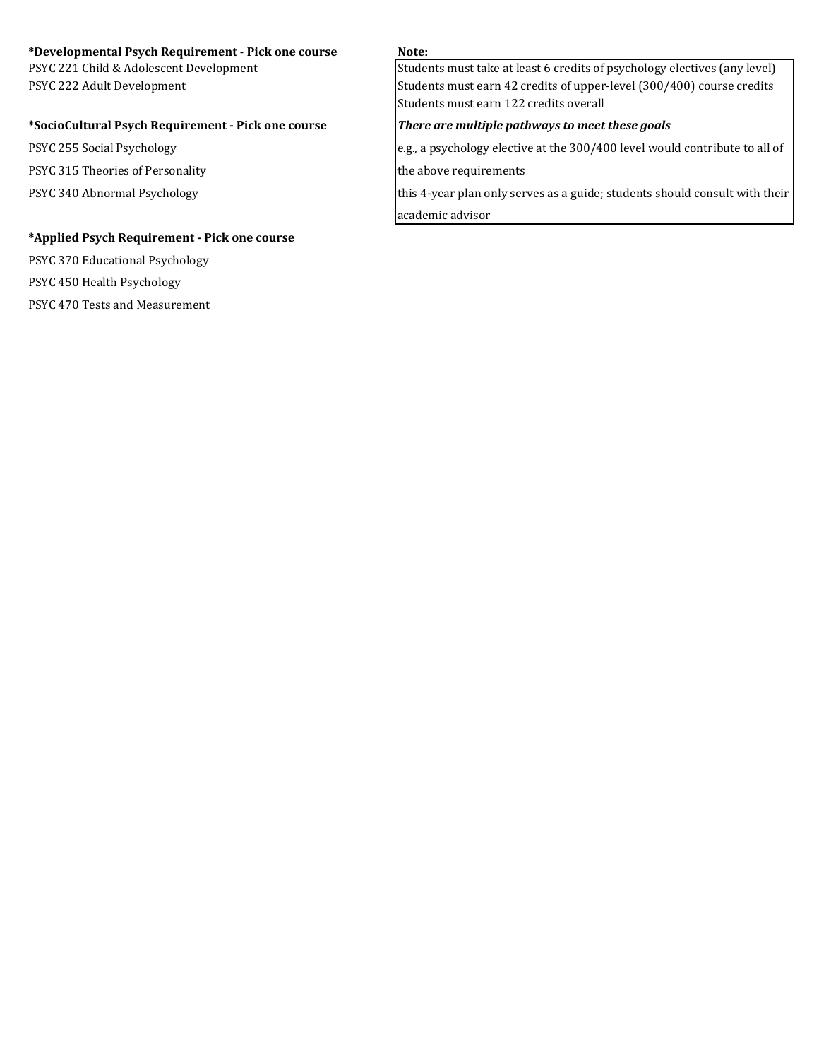**\*Developmental Psych Requirement - Pick one course**

PSYC 221 Child & Adolescent Development

PSYC 222 Adult Development

**\*SocioCultural Psych Requirement - Pick one course**

PSYC 255 Social Psychology

PSYC 315 Theories of Personality

PSYC 340 Abnormal Psychology

**\*Applied Psych Requirement - Pick one course**

PSYC 370 Educational Psychology

PSYC 450 Health Psychology

PSYC 470 Tests and Measurement

**Note:**

Students must take at least 6 credits of psychology electives (any level)

Students must earn 42 credits of upper-level (300/400) course credits

Students must earn 122 credits overall

***There are multiple pathways to meet these goals***

e.g., a psychology elective at the 300/400 level would contribute to all of the above requirements

this 4-year plan only serves as a guide; students should consult with their academic advisor